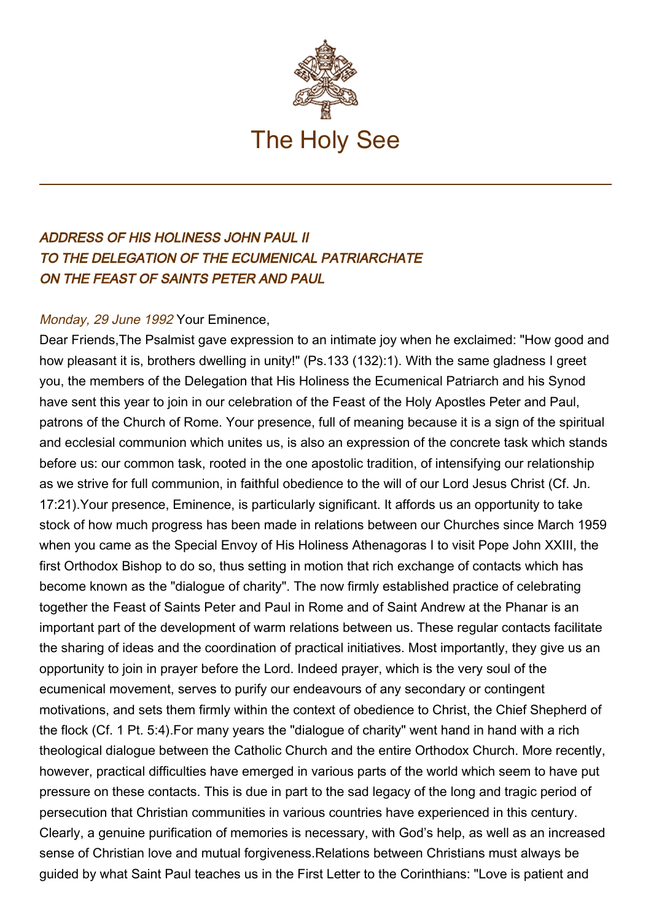# The Holy See

### *ADDRESS OF HIS HOLINESS JOHN PAUL II TO THE DELEGATION OF THE ECUMENICAL PATRIARCHATE ON THE FEAST OF SAINTS PETER AND PAUL*

*Monday, 29 June 1992* Your Eminence,

Dear Friends,The Psalmist gave expression to an intimate joy when he exclaimed: "How good and how pleasant it is, brothers dwelling in unity!" (Ps.133 (132):1). With the same gladness I greet you, the members of the Delegation that His Holiness the Ecumenical Patriarch and his Synod have sent this year to join in our celebration of the Feast of the Holy Apostles Peter and Paul, patrons of the Church of Rome. Your presence, full of meaning because it is a sign of the spiritual and ecclesial communion which unites us, is also an expression of the concrete task which stands before us: our common task, rooted in the one apostolic tradition, of intensifying our relationship as we strive for full communion, in faithful obedience to the will of our Lord Jesus Christ (Cf. Jn. 17:21).Your presence, Eminence, is particularly significant. It affords us an opportunity to take stock of how much progress has been made in relations between our Churches since March 1959 when you came as the Special Envoy of His Holiness Athenagoras I to visit Pope John XXIII, the first Orthodox Bishop to do so, thus setting in motion that rich exchange of contacts which has become known as the "dialogue of charity". The now firmly established practice of celebrating together the Feast of Saints Peter and Paul in Rome and of Saint Andrew at the Phanar is an important part of the development of warm relations between us. These regular contacts facilitate the sharing of ideas and the coordination of practical initiatives. Most importantly, they give us an opportunity to join in prayer before the Lord. Indeed prayer, which is the very soul of the ecumenical movement, serves to purify our endeavours of any secondary or contingent motivations, and sets them firmly within the context of obedience to Christ, the Chief Shepherd of the flock (Cf. 1 Pt. 5:4).For many years the "dialogue of charity" went hand in hand with a rich theological dialogue between the Catholic Church and the entire Orthodox Church. More recently, however, practical difficulties have emerged in various parts of the world which seem to have put pressure on these contacts. This is due in part to the sad legacy of the long and tragic period of persecution that Christian communities in various countries have experienced in this century. Clearly, a genuine purification of memories is necessary, with God's help, as well as an increased sense of Christian love and mutual forgiveness.Relations between Christians must always be guided by what Saint Paul teaches us in the First Letter to the Corinthians: "Love is patient and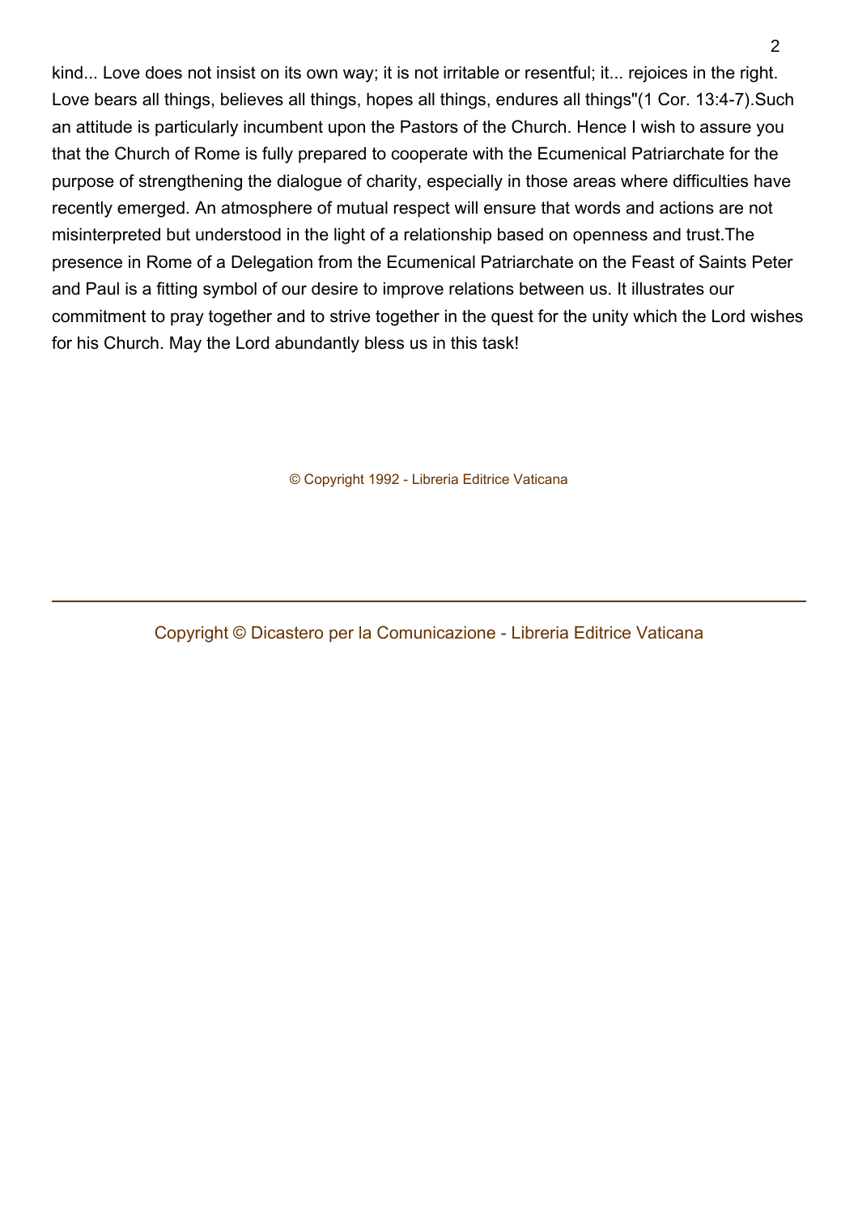kind... Love does not insist on its own way; it is not irritable or resentful; it... rejoices in the right. Love bears all things, believes all things, hopes all things, endures all things"(1 Cor. 13:4-7).Such an attitude is particularly incumbent upon the Pastors of the Church. Hence I wish to assure you that the Church of Rome is fully prepared to cooperate with the Ecumenical Patriarchate for the purpose of strengthening the dialogue of charity, especially in those areas where difficulties have recently emerged. An atmosphere of mutual respect will ensure that words and actions are not misinterpreted but understood in the light of a relationship based on openness and trust.The presence in Rome of a Delegation from the Ecumenical Patriarchate on the Feast of Saints Peter and Paul is a fitting symbol of our desire to improve relations between us. It illustrates our commitment to pray together and to strive together in the quest for the unity which the Lord wishes for his Church. May the Lord abundantly bless us in this task!

© Copyright 1992 - Libreria Editrice Vaticana

---

Copyright © Dicastero per la Comunicazione - Libreria Editrice Vaticana